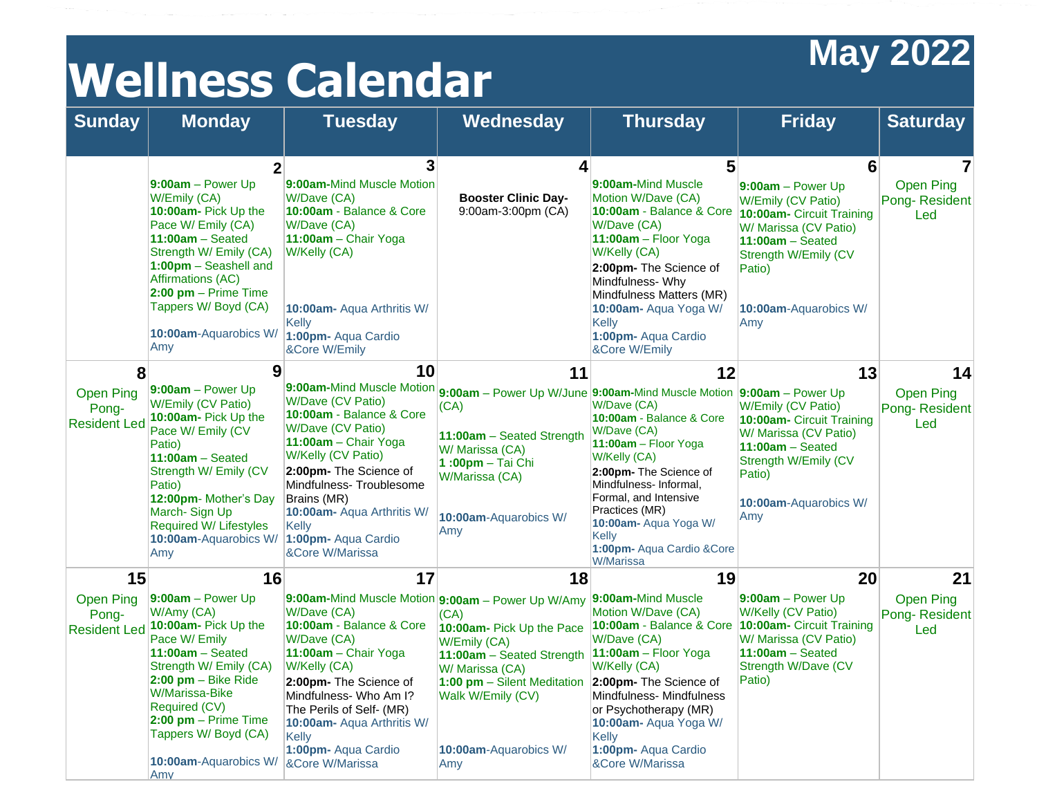# Wellness Calendar

## May 2022

| Sunday | Monday | Tuesday | Wednesday | Thursday | Friday | Saturday |
|---|---|---|---|---|---|---|
| | **2**<br>**9:00am** – Power Up W/Emily (CA)<br>**10:00am-** Pick Up the Pace W/ Emily (CA)<br>**11:00am** – Seated Strength W/ Emily (CA)<br>**1:00pm** – Seashell and Affirmations (AC)<br>**2:00 pm** – Prime Time Tappers W/ Boyd (CA)<br>**10:00am**-Aquarobics W/ Amy | **3**<br>**9:00am-**Mind Muscle Motion W/Dave (CA)<br>**10:00am** - Balance & Core W/Dave (CA)<br>**11:00am** – Chair Yoga W/Kelly (CA)<br>**10:00am-** Aqua Arthritis W/ Kelly<br>**1:00pm-** Aqua Cardio &Core W/Emily | **4**<br>**Booster Clinic Day-** 9:00am-3:00pm (CA) | **5**<br>**9:00am-**Mind Muscle Motion W/Dave (CA)<br>**10:00am** - Balance & Core W/Dave (CA)<br>**11:00am** – Floor Yoga W/Kelly (CA)<br>**2:00pm-** The Science of Mindfulness- Why Mindfulness Matters (MR)<br>**10:00am-** Aqua Yoga W/ Kelly<br>**1:00pm-** Aqua Cardio &Core W/Emily | **6**<br>**9:00am** – Power Up W/Emily (CV Patio)<br>**10:00am-** Circuit Training W/ Marissa (CV Patio)<br>**11:00am** – Seated Strength W/Emily (CV Patio)<br>**10:00am**-Aquarobics W/ Amy | **7**<br>Open Ping Pong- Resident Led |
| **8**<br>Open Ping Pong- Resident Led | **9**<br>**9:00am** – Power Up W/Emily (CV Patio)<br>**10:00am-** Pick Up the Pace W/ Emily (CV Patio)<br>**11:00am** – Seated Strength W/ Emily (CV Patio)<br>**12:00pm**- Mother's Day March- Sign Up Required W/ Lifestyles<br>**10:00am**-Aquarobics W/ Amy | **10**<br>**9:00am-**Mind Muscle Motion W/Dave (CV Patio)<br>**10:00am** - Balance & Core W/Dave (CV Patio)<br>**11:00am** – Chair Yoga W/Kelly (CV Patio)<br>**2:00pm-** The Science of Mindfulness- Troublesome Brains (MR)<br>**10:00am-** Aqua Arthritis W/ Kelly<br>**1:00pm-** Aqua Cardio &Core W/Marissa | **11**<br>**9:00am** – Power Up W/June (CA)<br>**11:00am** – Seated Strength W/ Marissa (CA)<br>**1 :00pm** – Tai Chi W/Marissa (CA)<br>**10:00am**-Aquarobics W/ Amy | **12**<br>**9:00am-**Mind Muscle Motion W/Dave (CA)<br>**10:00am** - Balance & Core W/Dave (CA)<br>**11:00am** – Floor Yoga W/Kelly (CA)<br>**2:00pm-** The Science of Mindfulness- Informal, Formal, and Intensive Practices (MR)<br>**10:00am-** Aqua Yoga W/ Kelly<br>**1:00pm-** Aqua Cardio &Core W/Marissa | **13**<br>**9:00am** – Power Up W/Emily (CV Patio)<br>**10:00am-** Circuit Training W/ Marissa (CV Patio)<br>**11:00am** – Seated Strength W/Emily (CV Patio)<br>**10:00am**-Aquarobics W/ Amy | **14**<br>Open Ping Pong- Resident Led |
| **15**<br>Open Ping Pong- Resident Led | **16**<br>**9:00am** – Power Up W/Amy (CA)<br>**10:00am-** Pick Up the Pace W/ Emily<br>**11:00am** – Seated Strength W/ Emily (CA)<br>**2:00 pm** – Bike Ride W/Marissa-Bike Required (CV)<br>**2:00 pm** – Prime Time Tappers W/ Boyd (CA)<br>**10:00am**-Aquarobics W/ Amy | **17**<br>**9:00am-**Mind Muscle Motion W/Dave (CA)<br>**10:00am** - Balance & Core W/Dave (CA)<br>**11:00am** – Chair Yoga W/Kelly (CA)<br>**2:00pm-** The Science of Mindfulness- Who Am I? The Perils of Self- (MR)<br>**10:00am-** Aqua Arthritis W/ Kelly<br>**1:00pm-** Aqua Cardio &Core W/Marissa | **18**<br>**9:00am** – Power Up W/Amy (CA)<br>**10:00am-** Pick Up the Pace W/Emily (CA)<br>**11:00am** – Seated Strength W/ Marissa (CA)<br>**1:00 pm** – Silent Meditation Walk W/Emily (CV)<br>**10:00am**-Aquarobics W/ Amy | **19**<br>**9:00am-**Mind Muscle Motion W/Dave (CA)<br>**10:00am** - Balance & Core W/Dave (CA)<br>**11:00am** – Floor Yoga W/Kelly (CA)<br>**2:00pm-** The Science of Mindfulness- Mindfulness or Psychotherapy (MR)<br>**10:00am-** Aqua Yoga W/ Kelly<br>**1:00pm-** Aqua Cardio &Core W/Marissa | **20**<br>**9:00am** – Power Up W/Kelly (CV Patio)<br>**10:00am-** Circuit Training W/ Marissa (CV Patio)<br>**11:00am** – Seated Strength W/Dave (CV Patio) | **21**<br>Open Ping Pong- Resident Led |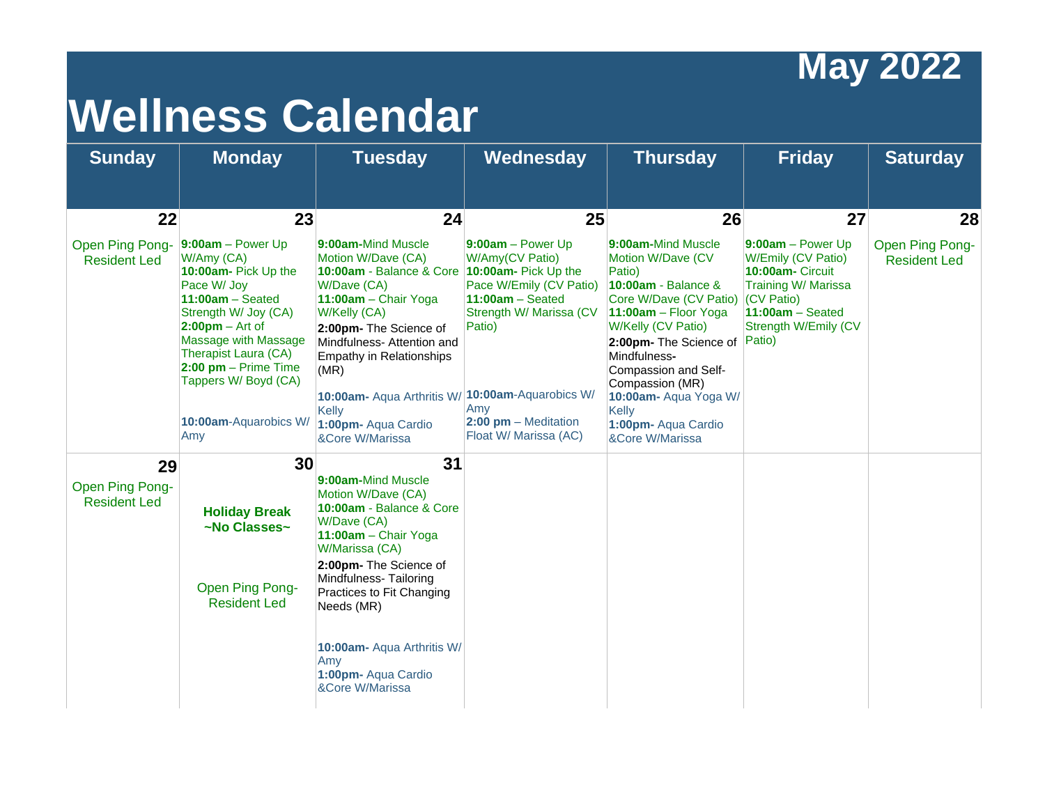# May 2022

# Wellness Calendar

| Sunday | Monday | Tuesday | Wednesday | Thursday | Friday | Saturday |
|---|---|---|---|---|---|---|
| **22**<br>Open Ping Pong-Resident Led | **23**<br>**9:00am** – Power Up W/Amy (CA)<br>**10:00am-** Pick Up the Pace W/ Joy<br>**11:00am** – Seated Strength W/ Joy (CA)<br>**2:00pm** – Art of Massage with Massage Therapist Laura (CA)<br>**2:00 pm** – Prime Time Tappers W/ Boyd (CA)<br><br>**10:00am**-Aquarobics W/ Amy | **24**<br>**9:00am-**Mind Muscle Motion W/Dave (CA)<br>**10:00am** - Balance & Core W/Dave (CA)<br>**11:00am** – Chair Yoga W/Kelly (CA)<br>**2:00pm-** The Science of Mindfulness- Attention and Empathy in Relationships (MR)<br><br>**10:00am-** Aqua Arthritis W/ Kelly<br>**1:00pm-** Aqua Cardio &Core W/Marissa | **25**<br>**9:00am** – Power Up W/Amy(CV Patio)<br>**10:00am-** Pick Up the Pace W/Emily (CV Patio)<br>**11:00am** – Seated Strength W/ Marissa (CV Patio)<br><br>**10:00am**-Aquarobics W/ Amy<br>**2:00 pm** – Meditation Float W/ Marissa (AC) | **26**<br>**9:00am-**Mind Muscle Motion W/Dave (CV Patio)<br>**10:00am** - Balance & Core W/Dave (CV Patio)<br>**11:00am** – Floor Yoga W/Kelly (CV Patio)<br>**2:00pm-** The Science of Mindfulness-Compassion and Self-Compassion (MR)<br>**10:00am-** Aqua Yoga W/ Kelly<br>**1:00pm-** Aqua Cardio &Core W/Marissa | **27**<br>**9:00am** – Power Up W/Emily (CV Patio)<br>**10:00am-** Circuit Training W/ Marissa (CV Patio)<br>**11:00am** – Seated Strength W/Emily (CV Patio) | **28**<br>Open Ping Pong-Resident Led |
| **29**<br>Open Ping Pong-Resident Led | **30**<br>**Holiday Break ~No Classes~**<br><br>Open Ping Pong-Resident Led | **31**<br>**9:00am-**Mind Muscle Motion W/Dave (CA)<br>**10:00am** - Balance & Core W/Dave (CA)<br>**11:00am** – Chair Yoga W/Marissa (CA)<br>**2:00pm-** The Science of Mindfulness- Tailoring Practices to Fit Changing Needs (MR)<br><br>**10:00am-** Aqua Arthritis W/ Amy<br>**1:00pm-** Aqua Cardio &Core W/Marissa | | | | |